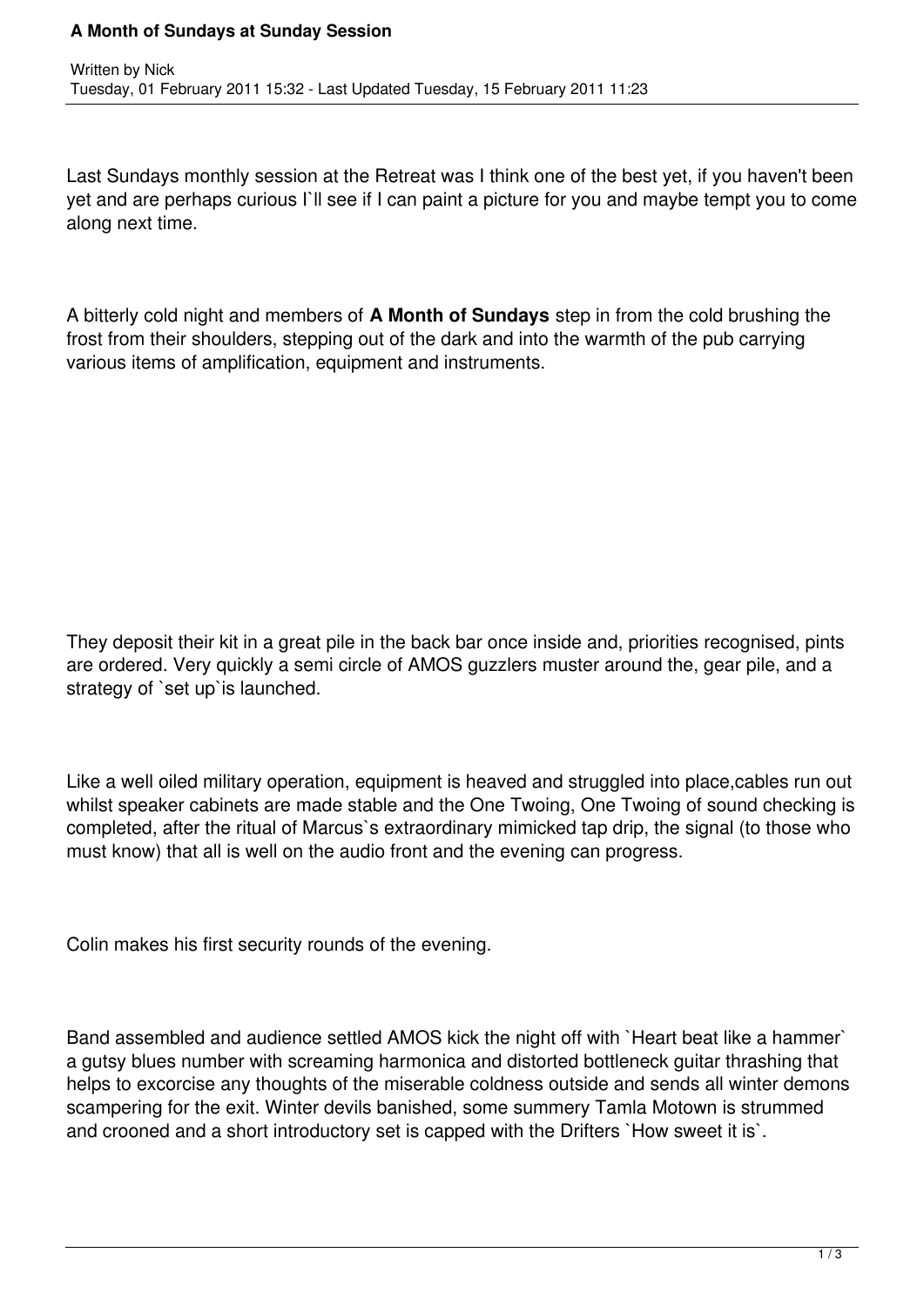# A Month of Sundays at Sunday Session

Written by Nick
Tuesday, 01 February 2011 15:32 - Last Updated Tuesday, 15 February 2011 11:23

Last Sundays monthly session at the Retreat was I think one of the best yet, if you haven't been yet and are perhaps curious I`ll see if I can paint a picture for you and maybe tempt you to come along next time.

A bitterly cold night and members of **A Month of Sundays** step in from the cold brushing the frost from their shoulders, stepping out of the dark and into the warmth of the pub carrying various items of amplification, equipment and instruments.

They deposit their kit in a great pile in the back bar once inside and, priorities recognised, pints are ordered. Very quickly a semi circle of AMOS guzzlers muster around the, gear pile, and a strategy of `set up`is launched.

Like a well oiled military operation, equipment is heaved and struggled into place,cables run out whilst speaker cabinets are made stable and the One Twoing, One Twoing of sound checking is completed, after the ritual of Marcus`s extraordinary mimicked tap drip, the signal (to those who must know) that all is well on the audio front and the evening can progress.

Colin makes his first security rounds of the evening.

Band assembled and audience settled AMOS kick the night off with `Heart beat like a hammer` a gutsy blues number with screaming harmonica and distorted bottleneck guitar thrashing that helps to excorcise any thoughts of the miserable coldness outside and sends all winter demons scampering for the exit. Winter devils banished, some summery Tamla Motown is strummed and crooned and a short introductory set is capped with the Drifters `How sweet it is`.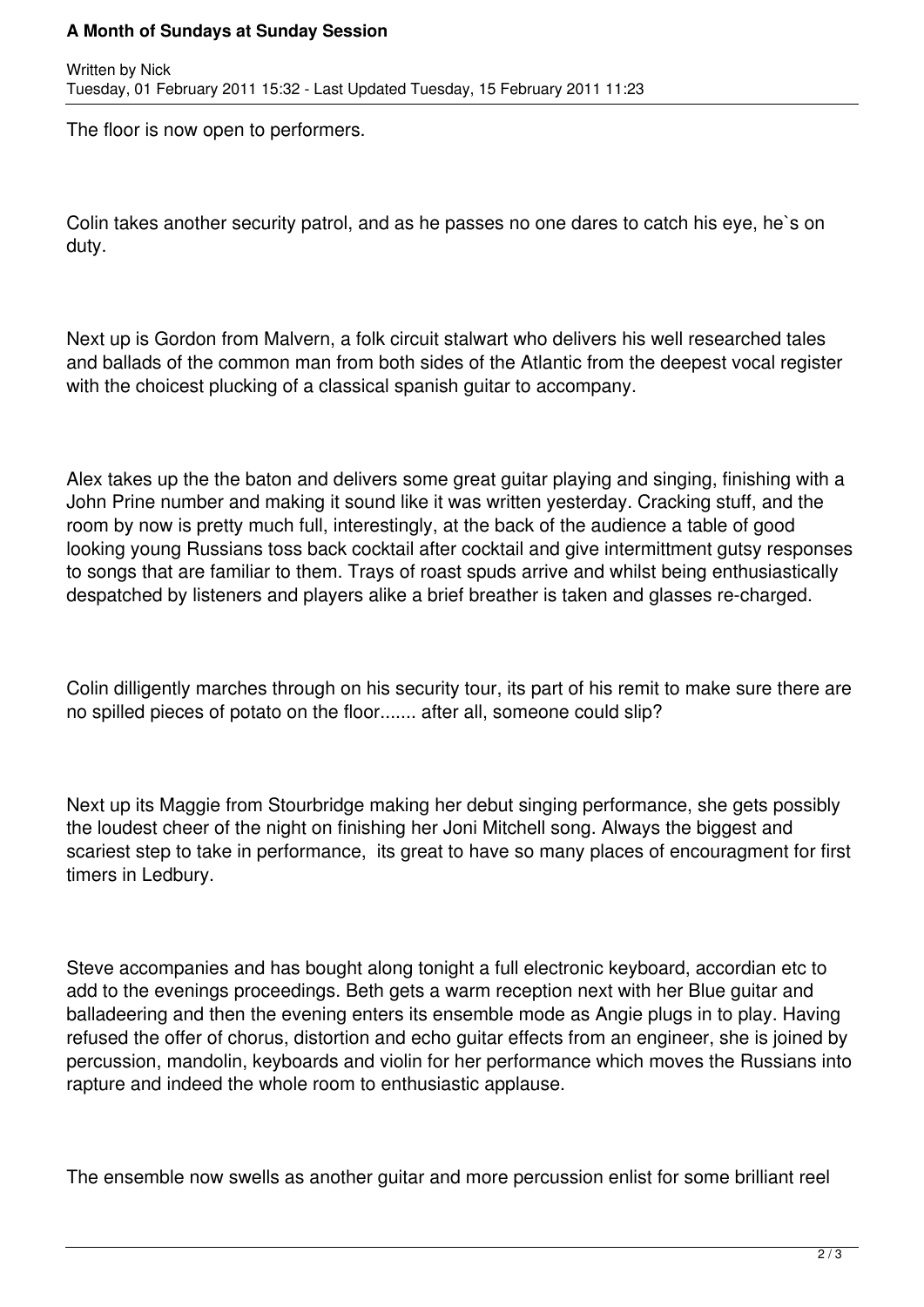The floor is now open to performers.

Colin takes another security patrol, and as he passes no one dares to catch his eye, he`s on duty.

Next up is Gordon from Malvern, a folk circuit stalwart who delivers his well researched tales and ballads of the common man from both sides of the Atlantic from the deepest vocal register with the choicest plucking of a classical spanish guitar to accompany.

Alex takes up the the baton and delivers some great guitar playing and singing, finishing with a John Prine number and making it sound like it was written yesterday. Cracking stuff, and the room by now is pretty much full, interestingly, at the back of the audience a table of good looking young Russians toss back cocktail after cocktail and give intermittment gutsy responses to songs that are familiar to them. Trays of roast spuds arrive and whilst being enthusiastically despatched by listeners and players alike a brief breather is taken and glasses re-charged.

Colin dilligently marches through on his security tour, its part of his remit to make sure there are no spilled pieces of potato on the floor....... after all, someone could slip?

Next up its Maggie from Stourbridge making her debut singing performance, she gets possibly the loudest cheer of the night on finishing her Joni Mitchell song. Always the biggest and scariest step to take in performance, its great to have so many places of encouragment for first timers in Ledbury.

Steve accompanies and has bought along tonight a full electronic keyboard, accordian etc to add to the evenings proceedings. Beth gets a warm reception next with her Blue guitar and balladeering and then the evening enters its ensemble mode as Angie plugs in to play. Having refused the offer of chorus, distortion and echo guitar effects from an engineer, she is joined by percussion, mandolin, keyboards and violin for her performance which moves the Russians into rapture and indeed the whole room to enthusiastic applause.

The ensemble now swells as another guitar and more percussion enlist for some brilliant reel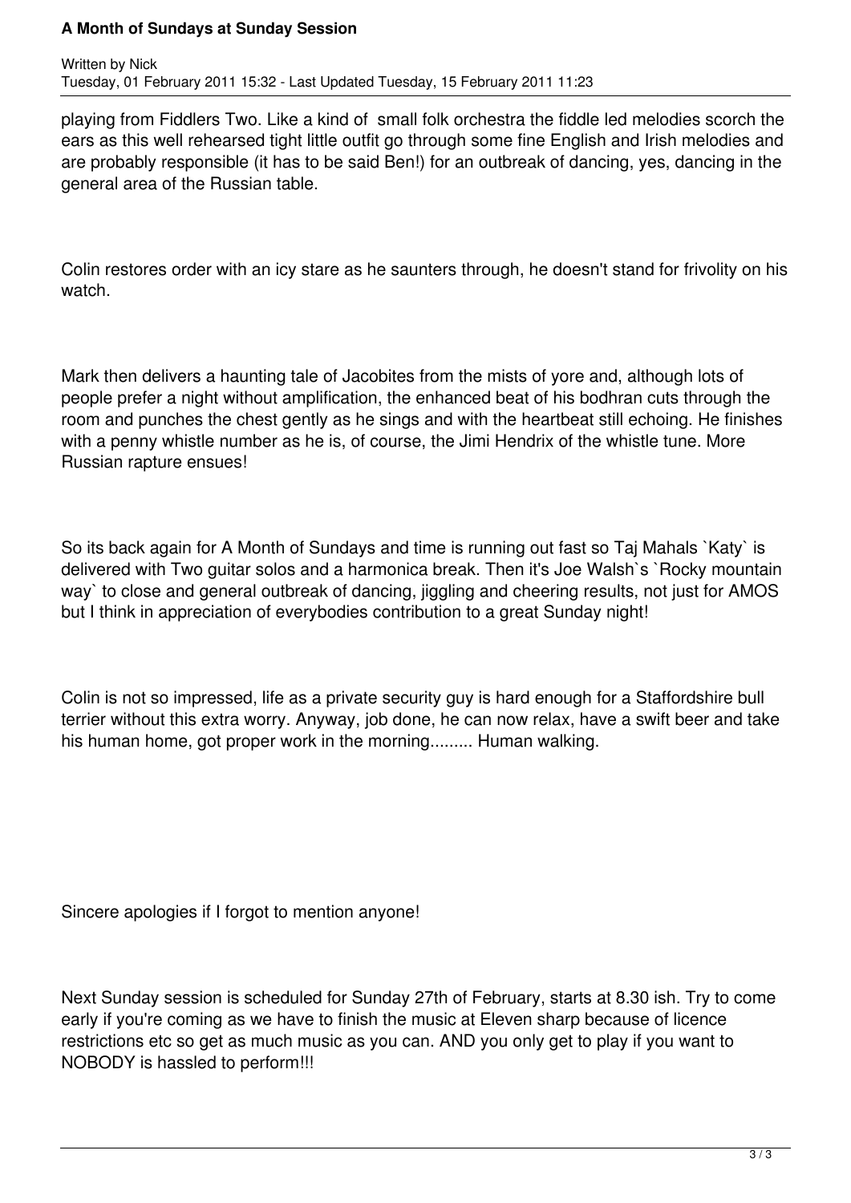playing from Fiddlers Two. Like a kind of small folk orchestra the fiddle led melodies scorch the ears as this well rehearsed tight little outfit go through some fine English and Irish melodies and are probably responsible (it has to be said Ben!) for an outbreak of dancing, yes, dancing in the general area of the Russian table.

Colin restores order with an icy stare as he saunters through, he doesn't stand for frivolity on his watch.

Mark then delivers a haunting tale of Jacobites from the mists of yore and, although lots of people prefer a night without amplification, the enhanced beat of his bodhran cuts through the room and punches the chest gently as he sings and with the heartbeat still echoing. He finishes with a penny whistle number as he is, of course, the Jimi Hendrix of the whistle tune. More Russian rapture ensues!

So its back again for A Month of Sundays and time is running out fast so Taj Mahals `Katy` is delivered with Two guitar solos and a harmonica break. Then it's Joe Walsh`s `Rocky mountain way` to close and general outbreak of dancing, jiggling and cheering results, not just for AMOS but I think in appreciation of everybodies contribution to a great Sunday night!

Colin is not so impressed, life as a private security guy is hard enough for a Staffordshire bull terrier without this extra worry. Anyway, job done, he can now relax, have a swift beer and take his human home, got proper work in the morning......... Human walking.

Sincere apologies if I forgot to mention anyone!

Next Sunday session is scheduled for Sunday 27th of February, starts at 8.30 ish. Try to come early if you're coming as we have to finish the music at Eleven sharp because of licence restrictions etc so get as much music as you can. AND you only get to play if you want to NOBODY is hassled to perform!!!